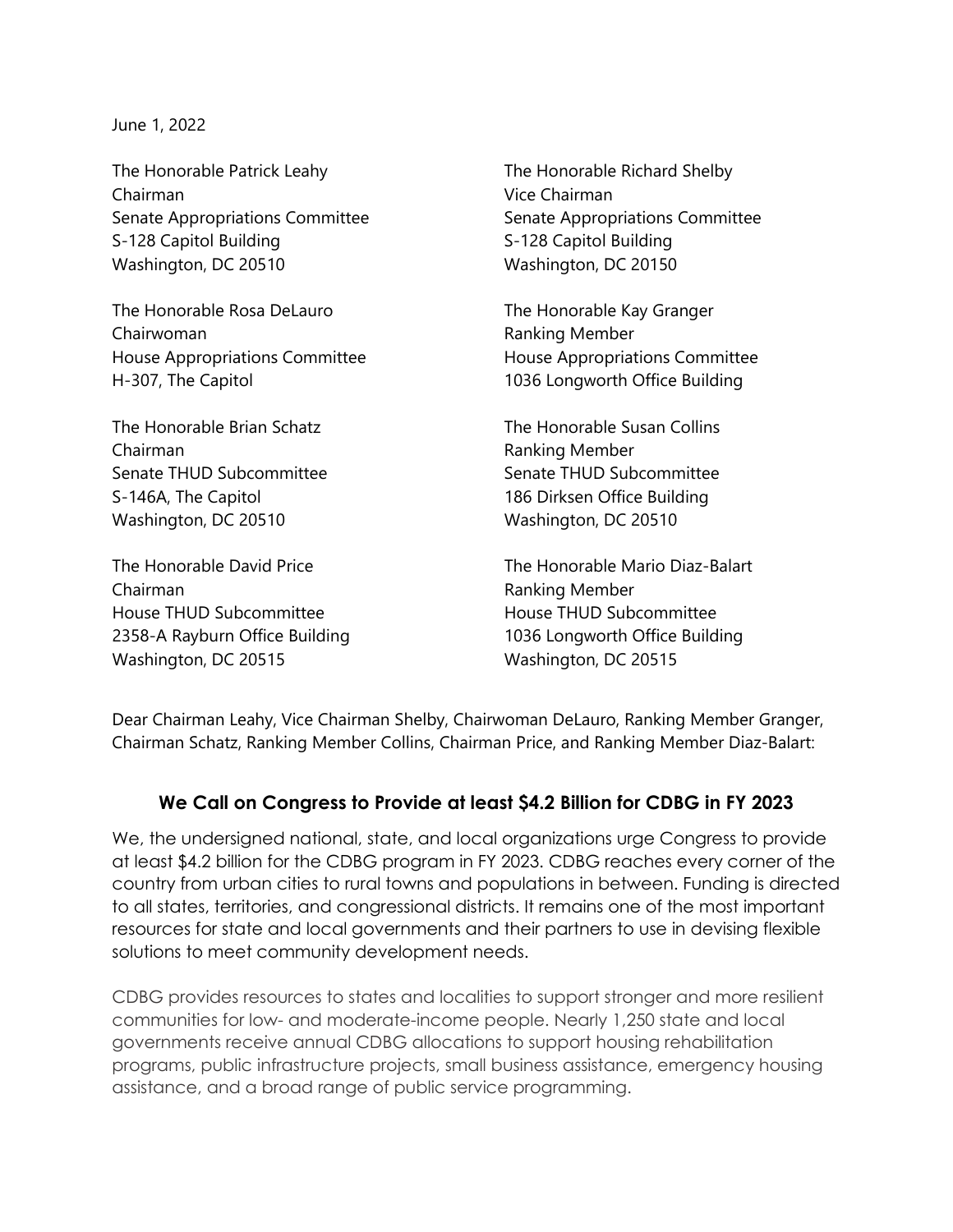June 1, 2022

The Honorable Patrick Leahy
Chairman
Senate Appropriations Committee
S-128 Capitol Building
Washington, DC 20510

The Honorable Richard Shelby
Vice Chairman
Senate Appropriations Committee
S-128 Capitol Building
Washington, DC 20150

The Honorable Rosa DeLauro
Chairwoman
House Appropriations Committee
H-307, The Capitol

The Honorable Kay Granger
Ranking Member
House Appropriations Committee
1036 Longworth Office Building

The Honorable Brian Schatz
Chairman
Senate THUD Subcommittee
S-146A, The Capitol
Washington, DC 20510

The Honorable Susan Collins
Ranking Member
Senate THUD Subcommittee
186 Dirksen Office Building
Washington, DC 20510

The Honorable David Price
Chairman
House THUD Subcommittee
2358-A Rayburn Office Building
Washington, DC 20515

The Honorable Mario Diaz-Balart
Ranking Member
House THUD Subcommittee
1036 Longworth Office Building
Washington, DC 20515

Dear Chairman Leahy, Vice Chairman Shelby, Chairwoman DeLauro, Ranking Member Granger, Chairman Schatz, Ranking Member Collins, Chairman Price, and Ranking Member Diaz-Balart:

## We Call on Congress to Provide at least $4.2 Billion for CDBG in FY 2023

We, the undersigned national, state, and local organizations urge Congress to provide at least $4.2 billion for the CDBG program in FY 2023. CDBG reaches every corner of the country from urban cities to rural towns and populations in between. Funding is directed to all states, territories, and congressional districts. It remains one of the most important resources for state and local governments and their partners to use in devising flexible solutions to meet community development needs.

CDBG provides resources to states and localities to support stronger and more resilient communities for low- and moderate-income people. Nearly 1,250 state and local governments receive annual CDBG allocations to support housing rehabilitation programs, public infrastructure projects, small business assistance, emergency housing assistance, and a broad range of public service programming.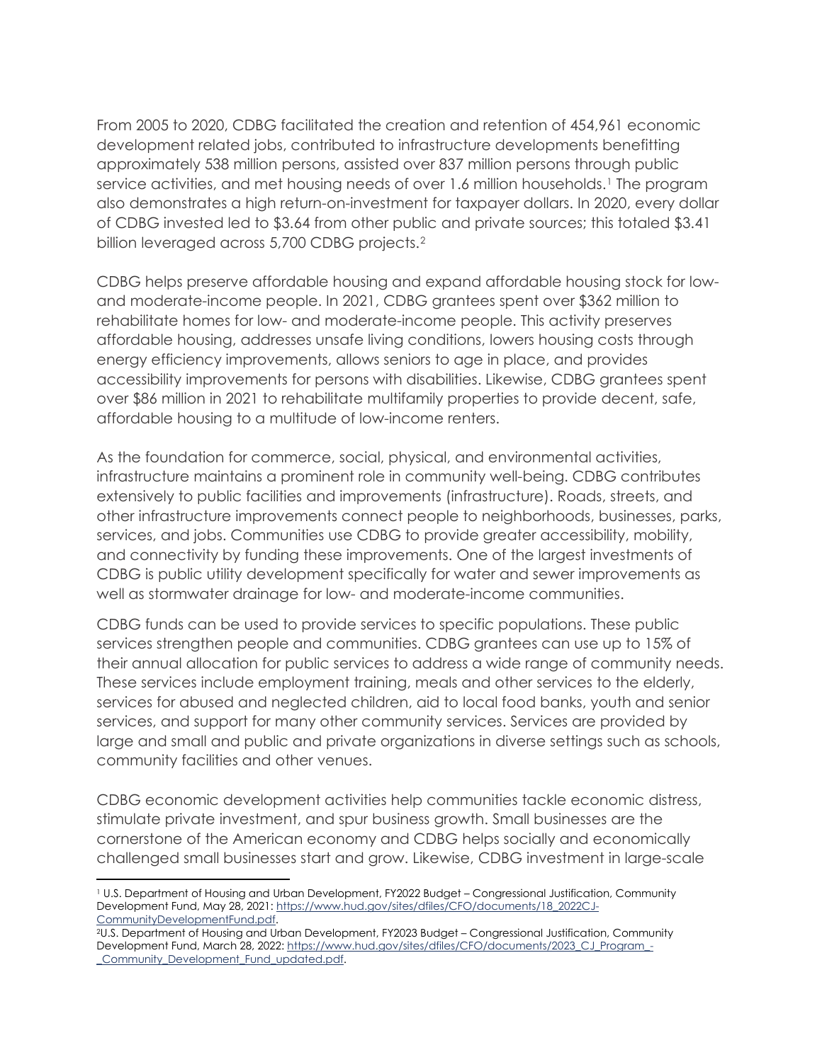From 2005 to 2020, CDBG facilitated the creation and retention of 454,961 economic development related jobs, contributed to infrastructure developments benefitting approximately 538 million persons, assisted over 837 million persons through public service activities, and met housing needs of over 1.6 million households.[1] The program also demonstrates a high return-on-investment for taxpayer dollars. In 2020, every dollar of CDBG invested led to $3.64 from other public and private sources; this totaled $3.41 billion leveraged across 5,700 CDBG projects.[2]

CDBG helps preserve affordable housing and expand affordable housing stock for low- and moderate-income people. In 2021, CDBG grantees spent over $362 million to rehabilitate homes for low- and moderate-income people. This activity preserves affordable housing, addresses unsafe living conditions, lowers housing costs through energy efficiency improvements, allows seniors to age in place, and provides accessibility improvements for persons with disabilities. Likewise, CDBG grantees spent over $86 million in 2021 to rehabilitate multifamily properties to provide decent, safe, affordable housing to a multitude of low-income renters.

As the foundation for commerce, social, physical, and environmental activities, infrastructure maintains a prominent role in community well-being. CDBG contributes extensively to public facilities and improvements (infrastructure). Roads, streets, and other infrastructure improvements connect people to neighborhoods, businesses, parks, services, and jobs. Communities use CDBG to provide greater accessibility, mobility, and connectivity by funding these improvements. One of the largest investments of CDBG is public utility development specifically for water and sewer improvements as well as stormwater drainage for low- and moderate-income communities.

CDBG funds can be used to provide services to specific populations. These public services strengthen people and communities. CDBG grantees can use up to 15% of their annual allocation for public services to address a wide range of community needs. These services include employment training, meals and other services to the elderly, services for abused and neglected children, aid to local food banks, youth and senior services, and support for many other community services. Services are provided by large and small and public and private organizations in diverse settings such as schools, community facilities and other venues.

CDBG economic development activities help communities tackle economic distress, stimulate private investment, and spur business growth. Small businesses are the cornerstone of the American economy and CDBG helps socially and economically challenged small businesses start and grow. Likewise, CDBG investment in large-scale

---

[1] U.S. Department of Housing and Urban Development, FY2022 Budget – Congressional Justification, Community Development Fund, May 28, 2021: https://www.hud.gov/sites/dfiles/CFO/documents/18_2022CJ-CommunityDevelopmentFund.pdf.

[2] U.S. Department of Housing and Urban Development, FY2023 Budget – Congressional Justification, Community Development Fund, March 28, 2022: https://www.hud.gov/sites/dfiles/CFO/documents/2023_CJ_Program_-_Community_Development_Fund_updated.pdf.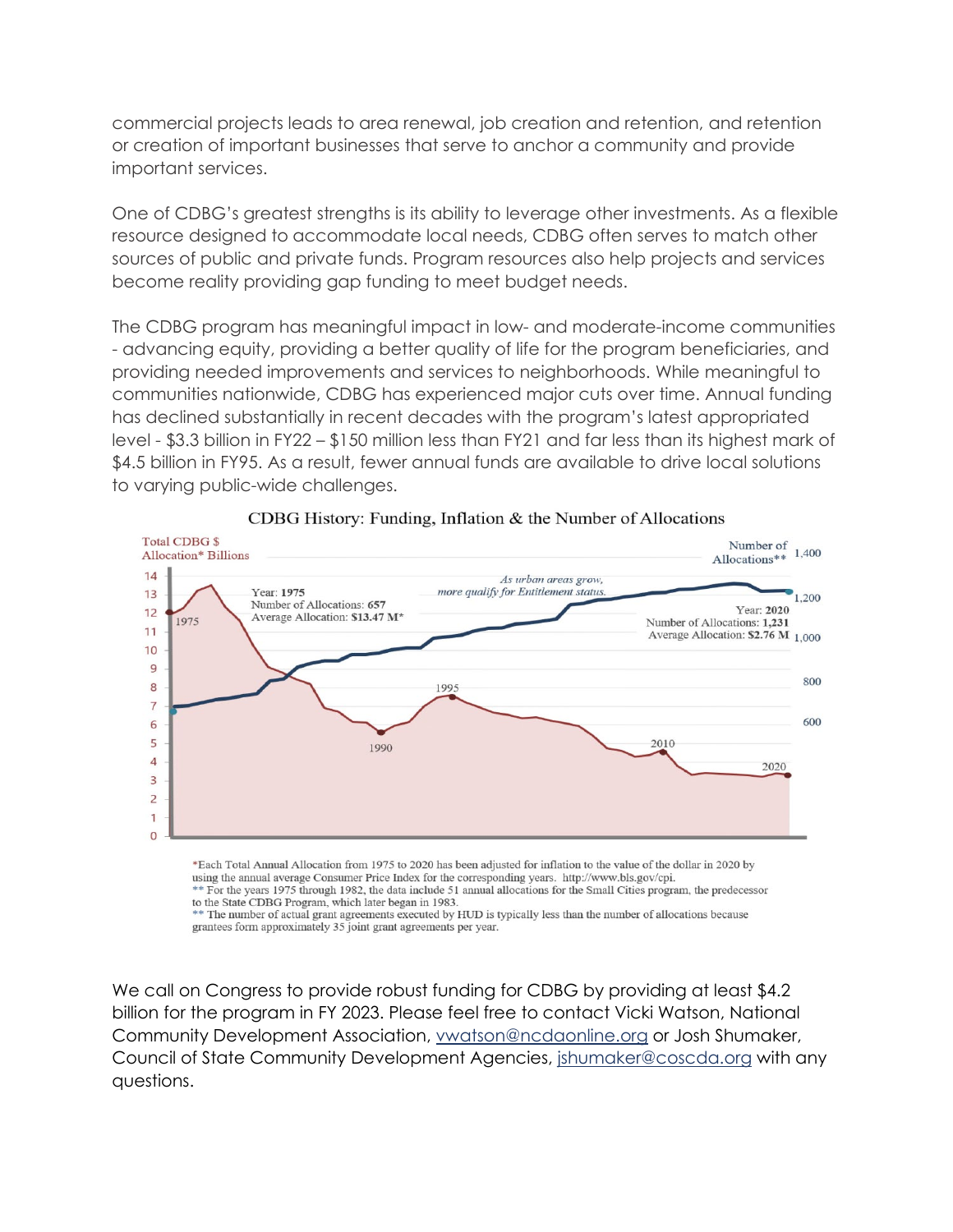commercial projects leads to area renewal, job creation and retention, and retention or creation of important businesses that serve to anchor a community and provide important services.

One of CDBG's greatest strengths is its ability to leverage other investments. As a flexible resource designed to accommodate local needs, CDBG often serves to match other sources of public and private funds. Program resources also help projects and services become reality providing gap funding to meet budget needs.

The CDBG program has meaningful impact in low- and moderate-income communities - advancing equity, providing a better quality of life for the program beneficiaries, and providing needed improvements and services to neighborhoods. While meaningful to communities nationwide, CDBG has experienced major cuts over time. Annual funding has declined substantially in recent decades with the program's latest appropriated level - $3.3 billion in FY22 – $150 million less than FY21 and far less than its highest mark of $4.5 billion in FY95. As a result, fewer annual funds are available to drive local solutions to varying public-wide challenges.

CDBG History: Funding, Inflation & the Number of Allocations

Total CDBG $ Allocation* Billions

Number of Allocations**

Year: **1975**
Number of Allocations: **657**
Average Allocation: **$13.47 M***

*As urban areas grow, more qualify for Entitlement status.*

Year: **2020**
Number of Allocations: **1,231**
Average Allocation: **$2.76 M**

*Each Total Annual Allocation from 1975 to 2020 has been adjusted for inflation to the value of the dollar in 2020 by using the annual average Consumer Price Index for the corresponding years. http://www.bls.gov/cpi.
** For the years 1975 through 1982, the data include 51 annual allocations for the Small Cities program, the predecessor to the State CDBG Program, which later began in 1983.
** The number of actual grant agreements executed by HUD is typically less than the number of allocations because grantees form approximately 35 joint grant agreements per year.

We call on Congress to provide robust funding for CDBG by providing at least $4.2 billion for the program in FY 2023. Please feel free to contact Vicki Watson, National Community Development Association, vwatson@ncdaonline.org or Josh Shumaker, Council of State Community Development Agencies, jshumaker@coscda.org with any questions.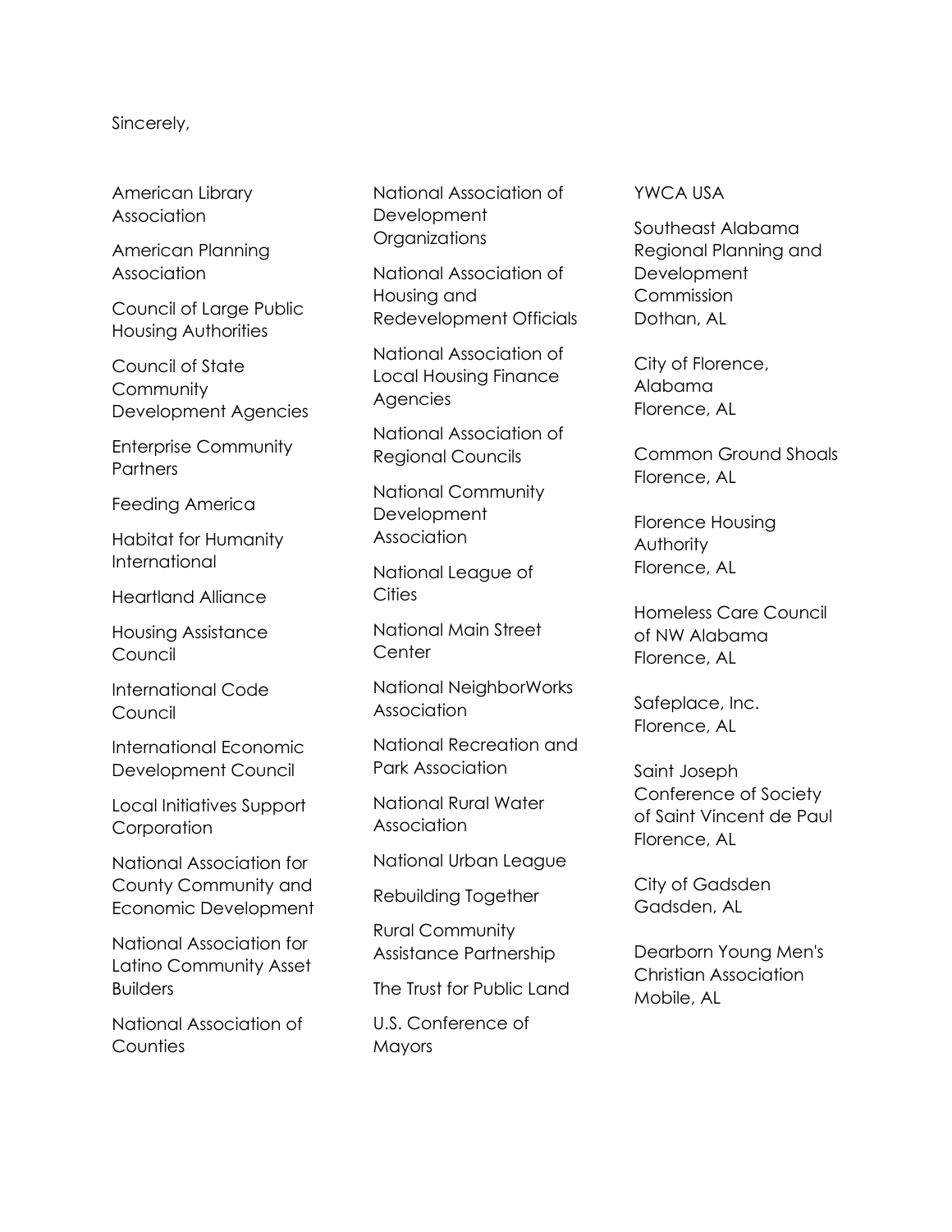Sincerely,

American Library Association

American Planning Association

Council of Large Public Housing Authorities

Council of State Community Development Agencies

Enterprise Community Partners

Feeding America

Habitat for Humanity International

Heartland Alliance

Housing Assistance Council

International Code Council

International Economic Development Council

Local Initiatives Support Corporation

National Association for County Community and Economic Development

National Association for Latino Community Asset Builders

National Association of Counties

National Association of Development Organizations

National Association of Housing and Redevelopment Officials

National Association of Local Housing Finance Agencies

National Association of Regional Councils

National Community Development Association

National League of Cities

National Main Street Center

National NeighborWorks Association

National Recreation and Park Association

National Rural Water Association

National Urban League

Rebuilding Together

Rural Community Assistance Partnership

The Trust for Public Land

U.S. Conference of Mayors

YWCA USA

Southeast Alabama Regional Planning and Development Commission
Dothan, AL

City of Florence, Alabama
Florence, AL

Common Ground Shoals
Florence, AL

Florence Housing Authority
Florence, AL

Homeless Care Council of NW Alabama
Florence, AL

Safeplace, Inc.
Florence, AL

Saint Joseph Conference of Society of Saint Vincent de Paul
Florence, AL

City of Gadsden
Gadsden, AL

Dearborn Young Men's Christian Association
Mobile, AL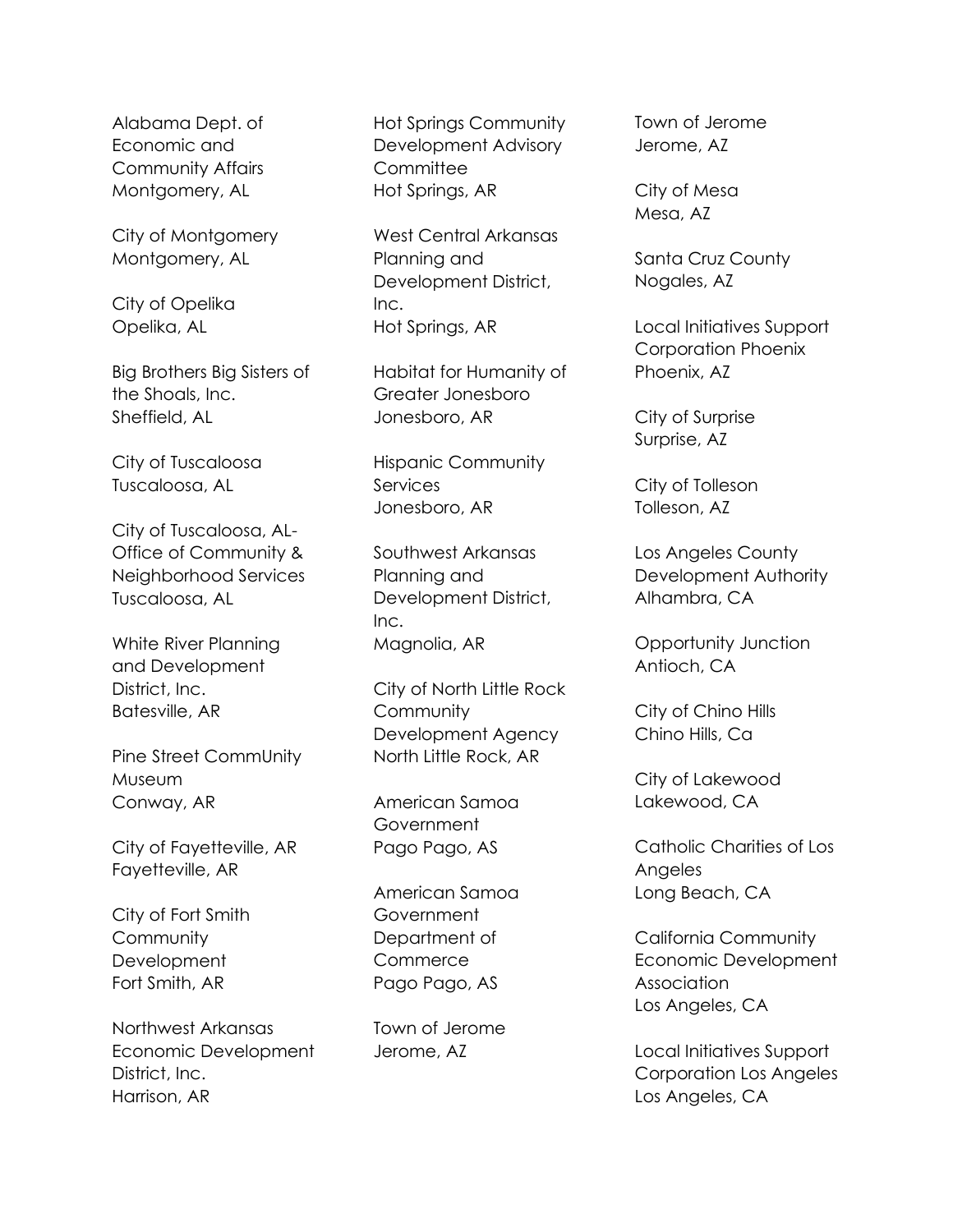Alabama Dept. of Economic and Community Affairs
Montgomery, AL

City of Montgomery
Montgomery, AL

City of Opelika
Opelika, AL

Big Brothers Big Sisters of the Shoals, Inc.
Sheffield, AL

City of Tuscaloosa
Tuscaloosa, AL

City of Tuscaloosa, AL-Office of Community & Neighborhood Services
Tuscaloosa, AL

White River Planning and Development District, Inc.
Batesville, AR

Pine Street CommUnity Museum
Conway, AR

City of Fayetteville, AR
Fayetteville, AR

City of Fort Smith Community Development
Fort Smith, AR

Northwest Arkansas Economic Development District, Inc.
Harrison, AR

Hot Springs Community Development Advisory Committee
Hot Springs, AR

West Central Arkansas Planning and Development District, Inc.
Hot Springs, AR

Habitat for Humanity of Greater Jonesboro
Jonesboro, AR

Hispanic Community Services
Jonesboro, AR

Southwest Arkansas Planning and Development District, Inc.
Magnolia, AR

City of North Little Rock Community Development Agency
North Little Rock, AR

American Samoa Government
Pago Pago, AS

American Samoa Government Department of Commerce
Pago Pago, AS

Town of Jerome
Jerome, AZ

Town of Jerome
Jerome, AZ

City of Mesa
Mesa, AZ

Santa Cruz County
Nogales, AZ

Local Initiatives Support Corporation Phoenix
Phoenix, AZ

City of Surprise
Surprise, AZ

City of Tolleson
Tolleson, AZ

Los Angeles County Development Authority
Alhambra, CA

Opportunity Junction
Antioch, CA

City of Chino Hills
Chino Hills, Ca

City of Lakewood
Lakewood, CA

Catholic Charities of Los Angeles
Long Beach, CA

California Community Economic Development Association
Los Angeles, CA

Local Initiatives Support Corporation Los Angeles
Los Angeles, CA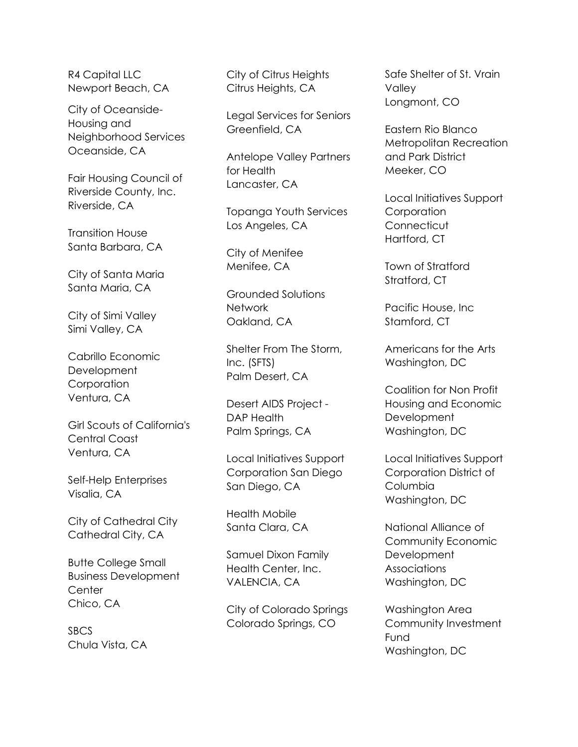R4 Capital LLC
Newport Beach, CA

City of Oceanside-Housing and Neighborhood Services
Oceanside, CA

Fair Housing Council of Riverside County, Inc.
Riverside, CA

Transition House
Santa Barbara, CA

City of Santa Maria
Santa Maria, CA

City of Simi Valley
Simi Valley, CA

Cabrillo Economic Development Corporation
Ventura, CA

Girl Scouts of California's Central Coast
Ventura, CA

Self-Help Enterprises
Visalia, CA

City of Cathedral City
Cathedral City, CA

Butte College Small Business Development Center
Chico, CA

SBCS
Chula Vista, CA

City of Citrus Heights
Citrus Heights, CA

Legal Services for Seniors
Greenfield, CA

Antelope Valley Partners for Health
Lancaster, CA

Topanga Youth Services
Los Angeles, CA

City of Menifee
Menifee, CA

Grounded Solutions Network
Oakland, CA

Shelter From The Storm, Inc. (SFTS)
Palm Desert, CA

Desert AIDS Project - DAP Health
Palm Springs, CA

Local Initiatives Support Corporation San Diego
San Diego, CA

Health Mobile
Santa Clara, CA

Samuel Dixon Family Health Center, Inc.
VALENCIA, CA

City of Colorado Springs
Colorado Springs, CO

Safe Shelter of St. Vrain Valley
Longmont, CO

Eastern Rio Blanco Metropolitan Recreation and Park District
Meeker, CO

Local Initiatives Support Corporation Connecticut
Hartford, CT

Town of Stratford
Stratford, CT

Pacific House, Inc
Stamford, CT

Americans for the Arts
Washington, DC

Coalition for Non Profit Housing and Economic Development
Washington, DC

Local Initiatives Support Corporation District of Columbia
Washington, DC

National Alliance of Community Economic Development Associations
Washington, DC

Washington Area Community Investment Fund
Washington, DC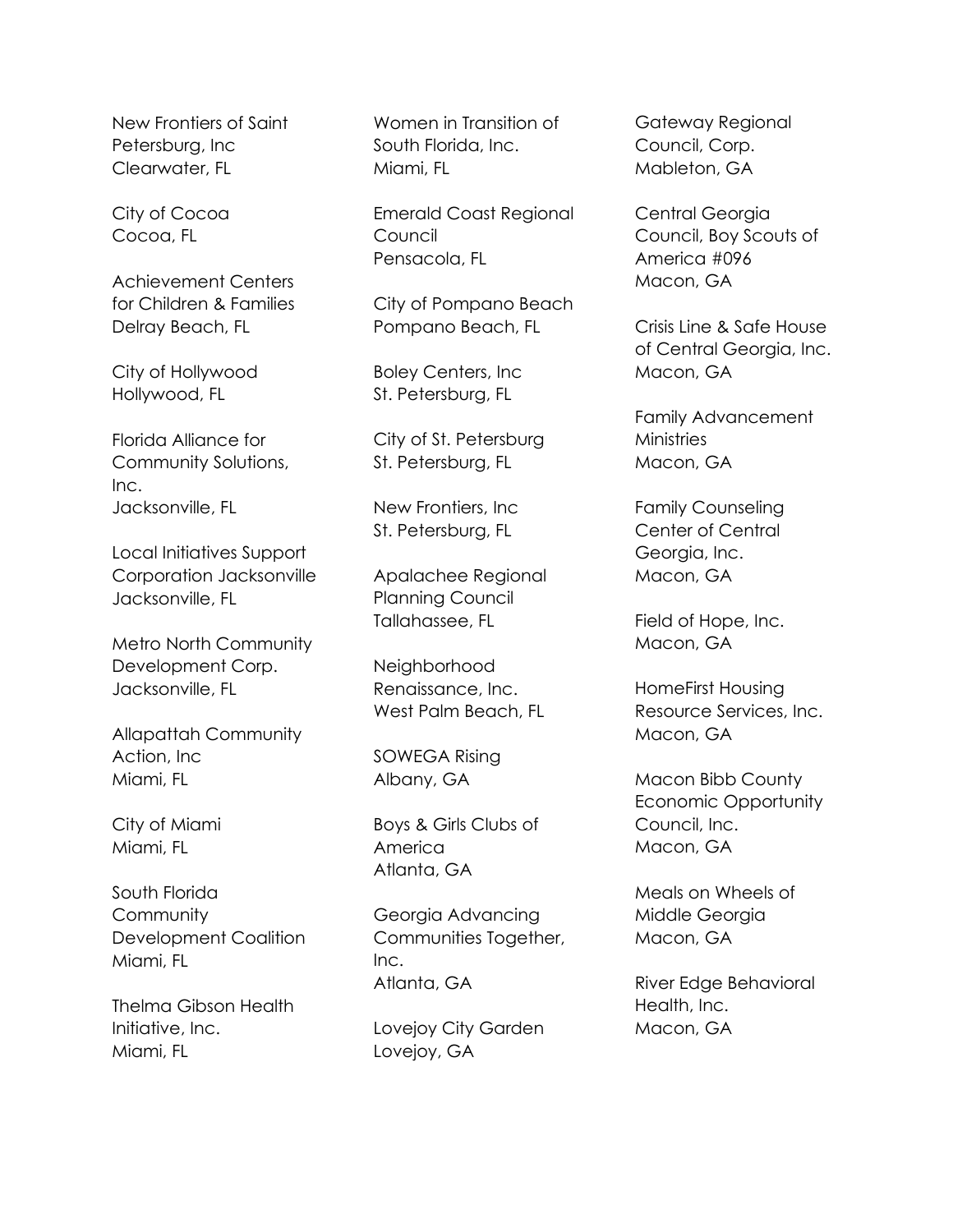New Frontiers of Saint Petersburg, Inc
Clearwater, FL

City of Cocoa
Cocoa, FL

Achievement Centers for Children & Families
Delray Beach, FL

City of Hollywood
Hollywood, FL

Florida Alliance for Community Solutions, Inc.
Jacksonville, FL

Local Initiatives Support Corporation Jacksonville
Jacksonville, FL

Metro North Community Development Corp.
Jacksonville, FL

Allapattah Community Action, Inc
Miami, FL

City of Miami
Miami, FL

South Florida Community Development Coalition
Miami, FL

Thelma Gibson Health Initiative, Inc.
Miami, FL

Women in Transition of South Florida, Inc.
Miami, FL

Emerald Coast Regional Council
Pensacola, FL

City of Pompano Beach
Pompano Beach, FL

Boley Centers, Inc
St. Petersburg, FL

City of St. Petersburg
St. Petersburg, FL

New Frontiers, Inc
St. Petersburg, FL

Apalachee Regional Planning Council
Tallahassee, FL

Neighborhood Renaissance, Inc.
West Palm Beach, FL

SOWEGA Rising
Albany, GA

Boys & Girls Clubs of America
Atlanta, GA

Georgia Advancing Communities Together, Inc.
Atlanta, GA

Lovejoy City Garden
Lovejoy, GA

Gateway Regional Council, Corp.
Mableton, GA

Central Georgia Council, Boy Scouts of America #096
Macon, GA

Crisis Line & Safe House of Central Georgia, Inc.
Macon, GA

Family Advancement Ministries
Macon, GA

Family Counseling Center of Central Georgia, Inc.
Macon, GA

Field of Hope, Inc.
Macon, GA

HomeFirst Housing Resource Services, Inc.
Macon, GA

Macon Bibb County Economic Opportunity Council, Inc.
Macon, GA

Meals on Wheels of Middle Georgia
Macon, GA

River Edge Behavioral Health, Inc.
Macon, GA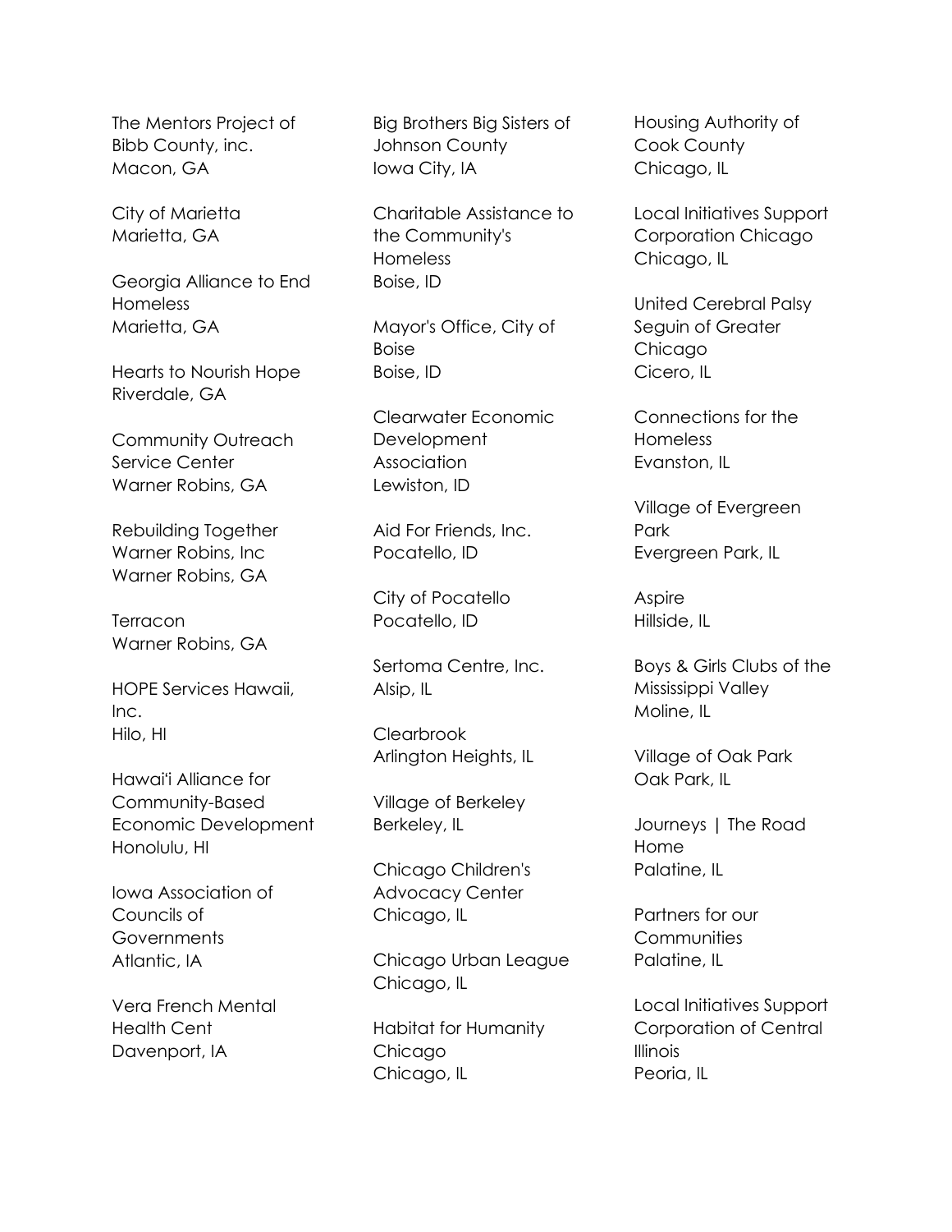The Mentors Project of Bibb County, inc.
Macon, GA

City of Marietta
Marietta, GA

Georgia Alliance to End Homeless
Marietta, GA

Hearts to Nourish Hope
Riverdale, GA

Community Outreach Service Center
Warner Robins, GA

Rebuilding Together Warner Robins, Inc
Warner Robins, GA

Terracon
Warner Robins, GA

HOPE Services Hawaii, Inc.
Hilo, HI

Hawaiʻi Alliance for Community-Based Economic Development
Honolulu, HI

Iowa Association of Councils of Governments
Atlantic, IA

Vera French Mental Health Cent
Davenport, IA

Big Brothers Big Sisters of Johnson County
Iowa City, IA

Charitable Assistance to the Community's Homeless
Boise, ID

Mayor's Office, City of Boise
Boise, ID

Clearwater Economic Development Association
Lewiston, ID

Aid For Friends, Inc.
Pocatello, ID

City of Pocatello
Pocatello, ID

Sertoma Centre, Inc.
Alsip, IL

Clearbrook
Arlington Heights, IL

Village of Berkeley
Berkeley, IL

Chicago Children's Advocacy Center
Chicago, IL

Chicago Urban League
Chicago, IL

Habitat for Humanity Chicago
Chicago, IL

Housing Authority of Cook County
Chicago, IL

Local Initiatives Support Corporation Chicago
Chicago, IL

United Cerebral Palsy Seguin of Greater Chicago
Cicero, IL

Connections for the Homeless
Evanston, IL

Village of Evergreen Park
Evergreen Park, IL

Aspire
Hillside, IL

Boys & Girls Clubs of the Mississippi Valley
Moline, IL

Village of Oak Park
Oak Park, IL

Journeys | The Road Home
Palatine, IL

Partners for our Communities
Palatine, IL

Local Initiatives Support Corporation of Central Illinois
Peoria, IL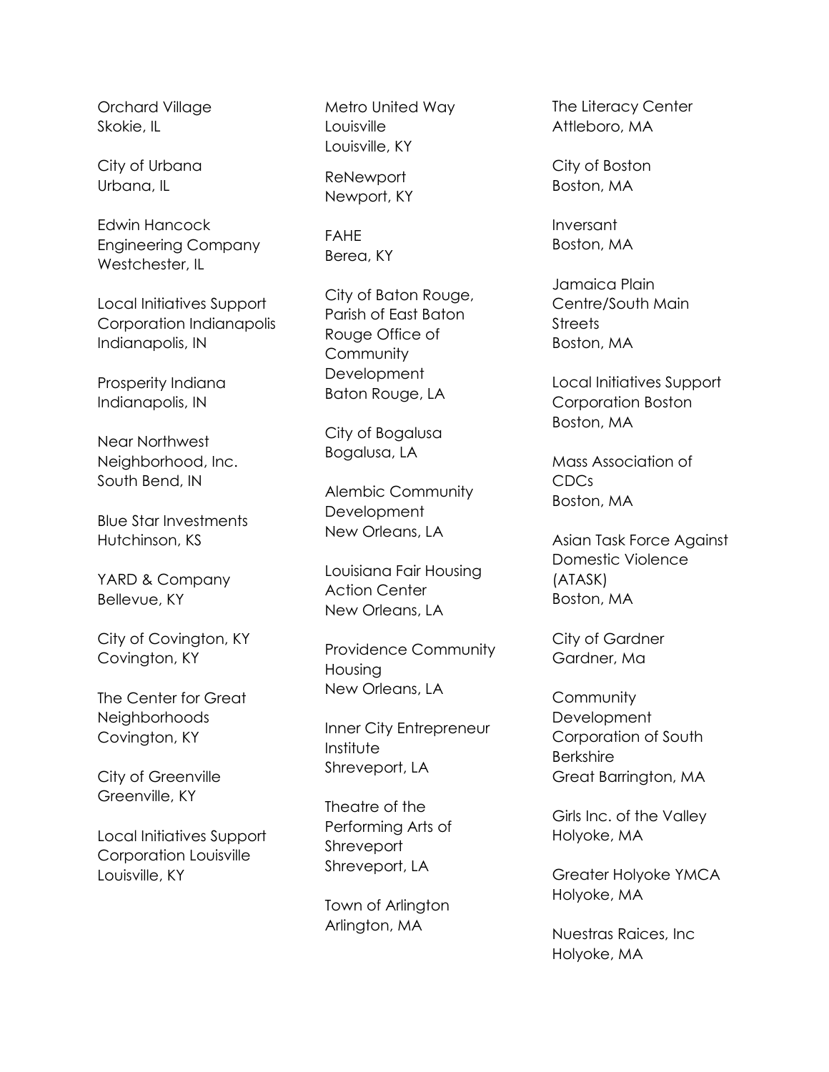Orchard Village
Skokie, IL

City of Urbana
Urbana, IL

Edwin Hancock
Engineering Company
Westchester, IL

Local Initiatives Support
Corporation Indianapolis
Indianapolis, IN

Prosperity Indiana
Indianapolis, IN

Near Northwest
Neighborhood, Inc.
South Bend, IN

Blue Star Investments
Hutchinson, KS

YARD & Company
Bellevue, KY

City of Covington, KY
Covington, KY

The Center for Great
Neighborhoods
Covington, KY

City of Greenville
Greenville, KY

Local Initiatives Support
Corporation Louisville
Louisville, KY

Metro United Way
Louisville
Louisville, KY

ReNewport
Newport, KY

FAHE
Berea, KY

City of Baton Rouge,
Parish of East Baton
Rouge Office of
Community
Development
Baton Rouge, LA

City of Bogalusa
Bogalusa, LA

Alembic Community
Development
New Orleans, LA

Louisiana Fair Housing
Action Center
New Orleans, LA

Providence Community
Housing
New Orleans, LA

Inner City Entrepreneur
Institute
Shreveport, LA

Theatre of the
Performing Arts of
Shreveport
Shreveport, LA

Town of Arlington
Arlington, MA

The Literacy Center
Attleboro, MA

City of Boston
Boston, MA

Inversant
Boston, MA

Jamaica Plain
Centre/South Main
Streets
Boston, MA

Local Initiatives Support
Corporation Boston
Boston, MA

Mass Association of
CDCs
Boston, MA

Asian Task Force Against
Domestic Violence
(ATASK)
Boston, MA

City of Gardner
Gardner, Ma

Community
Development
Corporation of South
Berkshire
Great Barrington, MA

Girls Inc. of the Valley
Holyoke, MA

Greater Holyoke YMCA
Holyoke, MA

Nuestras Raices, Inc
Holyoke, MA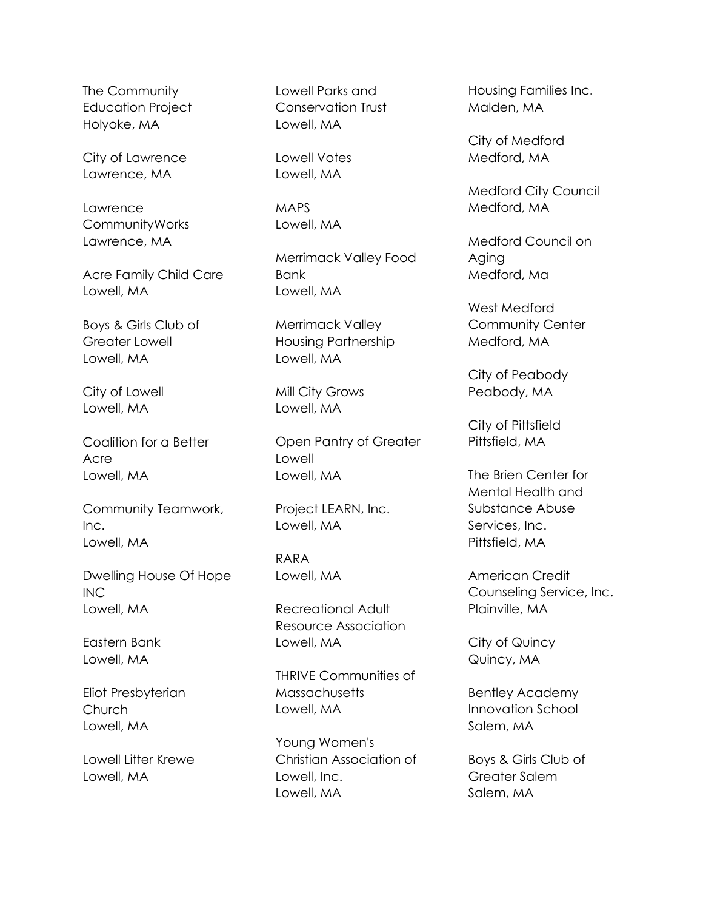The Community Education Project
Holyoke, MA

City of Lawrence
Lawrence, MA

Lawrence CommunityWorks
Lawrence, MA

Acre Family Child Care
Lowell, MA

Boys & Girls Club of Greater Lowell
Lowell, MA

City of Lowell
Lowell, MA

Coalition for a Better Acre
Lowell, MA

Community Teamwork, Inc.
Lowell, MA

Dwelling House Of Hope INC
Lowell, MA

Eastern Bank
Lowell, MA

Eliot Presbyterian Church
Lowell, MA

Lowell Litter Krewe
Lowell, MA

Lowell Parks and Conservation Trust
Lowell, MA

Lowell Votes
Lowell, MA

MAPS
Lowell, MA

Merrimack Valley Food Bank
Lowell, MA

Merrimack Valley Housing Partnership
Lowell, MA

Mill City Grows
Lowell, MA

Open Pantry of Greater Lowell
Lowell, MA

Project LEARN, Inc.
Lowell, MA

RARA
Lowell, MA

Recreational Adult Resource Association
Lowell, MA

THRIVE Communities of Massachusetts
Lowell, MA

Young Women's Christian Association of Lowell, Inc.
Lowell, MA

Housing Families Inc.
Malden, MA

City of Medford
Medford, MA

Medford City Council
Medford, MA

Medford Council on Aging
Medford, Ma

West Medford Community Center
Medford, MA

City of Peabody
Peabody, MA

City of Pittsfield
Pittsfield, MA

The Brien Center for Mental Health and Substance Abuse Services, Inc.
Pittsfield, MA

American Credit Counseling Service, Inc.
Plainville, MA

City of Quincy
Quincy, MA

Bentley Academy Innovation School
Salem, MA

Boys & Girls Club of Greater Salem
Salem, MA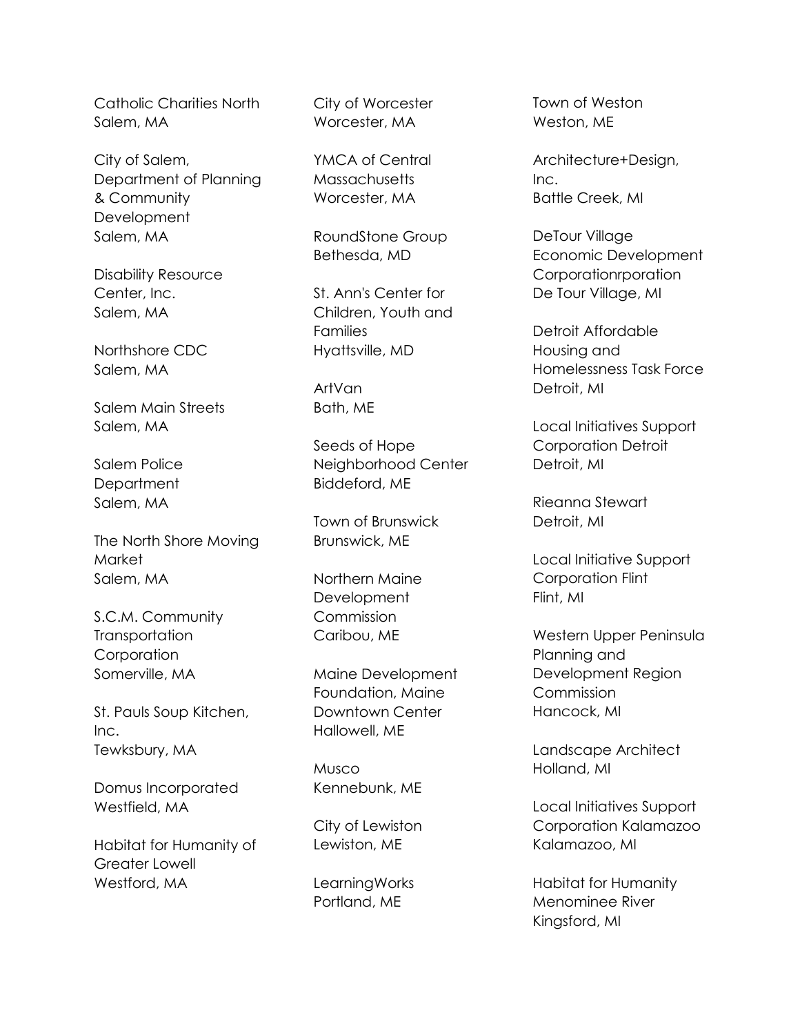Catholic Charities North
Salem, MA

City of Salem, Department of Planning & Community Development
Salem, MA

Disability Resource Center, Inc.
Salem, MA

Northshore CDC
Salem, MA

Salem Main Streets
Salem, MA

Salem Police Department
Salem, MA

The North Shore Moving Market
Salem, MA

S.C.M. Community Transportation Corporation
Somerville, MA

St. Pauls Soup Kitchen, Inc.
Tewksbury, MA

Domus Incorporated
Westfield, MA

Habitat for Humanity of Greater Lowell
Westford, MA

City of Worcester
Worcester, MA

YMCA of Central Massachusetts
Worcester, MA

RoundStone Group
Bethesda, MD

St. Ann's Center for Children, Youth and Families
Hyattsville, MD

ArtVan
Bath, ME

Seeds of Hope Neighborhood Center
Biddeford, ME

Town of Brunswick
Brunswick, ME

Northern Maine Development Commission
Caribou, ME

Maine Development Foundation, Maine Downtown Center
Hallowell, ME

Musco
Kennebunk, ME

City of Lewiston
Lewiston, ME

LearningWorks
Portland, ME

Town of Weston
Weston, ME

Architecture+Design, Inc.
Battle Creek, MI

DeTour Village Economic Development Corporationrporation
De Tour Village, MI

Detroit Affordable Housing and Homelessness Task Force
Detroit, MI

Local Initiatives Support Corporation Detroit
Detroit, MI

Rieanna Stewart
Detroit, MI

Local Initiative Support Corporation Flint
Flint, MI

Western Upper Peninsula Planning and Development Region Commission
Hancock, MI

Landscape Architect
Holland, MI

Local Initiatives Support Corporation Kalamazoo
Kalamazoo, MI

Habitat for Humanity Menominee River
Kingsford, MI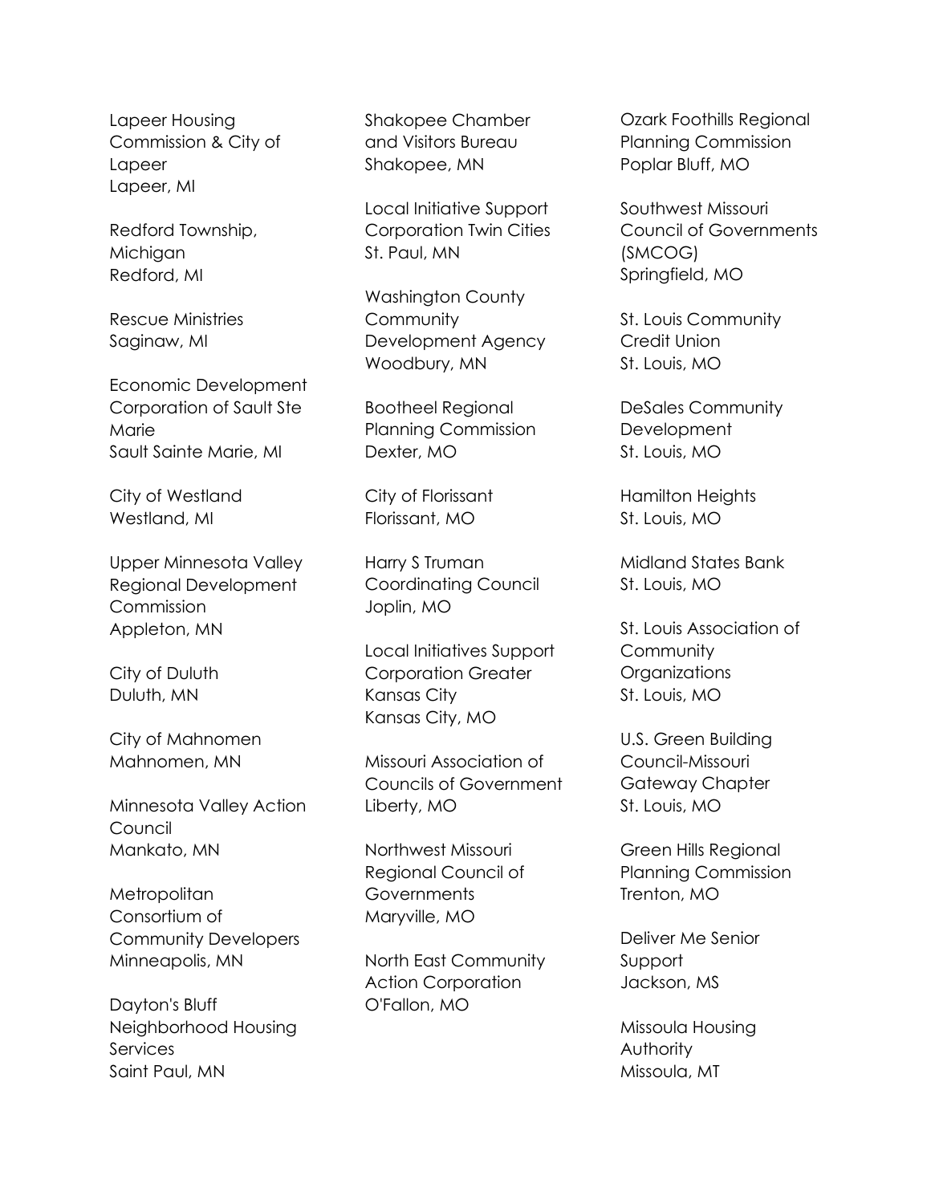Lapeer Housing Commission & City of Lapeer
Lapeer, MI

Redford Township, Michigan
Redford, MI

Rescue Ministries
Saginaw, MI

Economic Development Corporation of Sault Ste Marie
Sault Sainte Marie, MI

City of Westland
Westland, MI

Upper Minnesota Valley Regional Development Commission
Appleton, MN

City of Duluth
Duluth, MN

City of Mahnomen
Mahnomen, MN

Minnesota Valley Action Council
Mankato, MN

Metropolitan Consortium of Community Developers
Minneapolis, MN

Dayton's Bluff Neighborhood Housing Services
Saint Paul, MN

Shakopee Chamber and Visitors Bureau
Shakopee, MN

Local Initiative Support Corporation Twin Cities
St. Paul, MN

Washington County Community Development Agency
Woodbury, MN

Bootheel Regional Planning Commission
Dexter, MO

City of Florissant
Florissant, MO

Harry S Truman Coordinating Council
Joplin, MO

Local Initiatives Support Corporation Greater Kansas City
Kansas City, MO

Missouri Association of Councils of Government
Liberty, MO

Northwest Missouri Regional Council of Governments
Maryville, MO

North East Community Action Corporation
O'Fallon, MO

Ozark Foothills Regional Planning Commission
Poplar Bluff, MO

Southwest Missouri Council of Governments (SMCOG)
Springfield, MO

St. Louis Community Credit Union
St. Louis, MO

DeSales Community Development
St. Louis, MO

Hamilton Heights
St. Louis, MO

Midland States Bank
St. Louis, MO

St. Louis Association of Community Organizations
St. Louis, MO

U.S. Green Building Council-Missouri Gateway Chapter
St. Louis, MO

Green Hills Regional Planning Commission
Trenton, MO

Deliver Me Senior Support
Jackson, MS

Missoula Housing Authority
Missoula, MT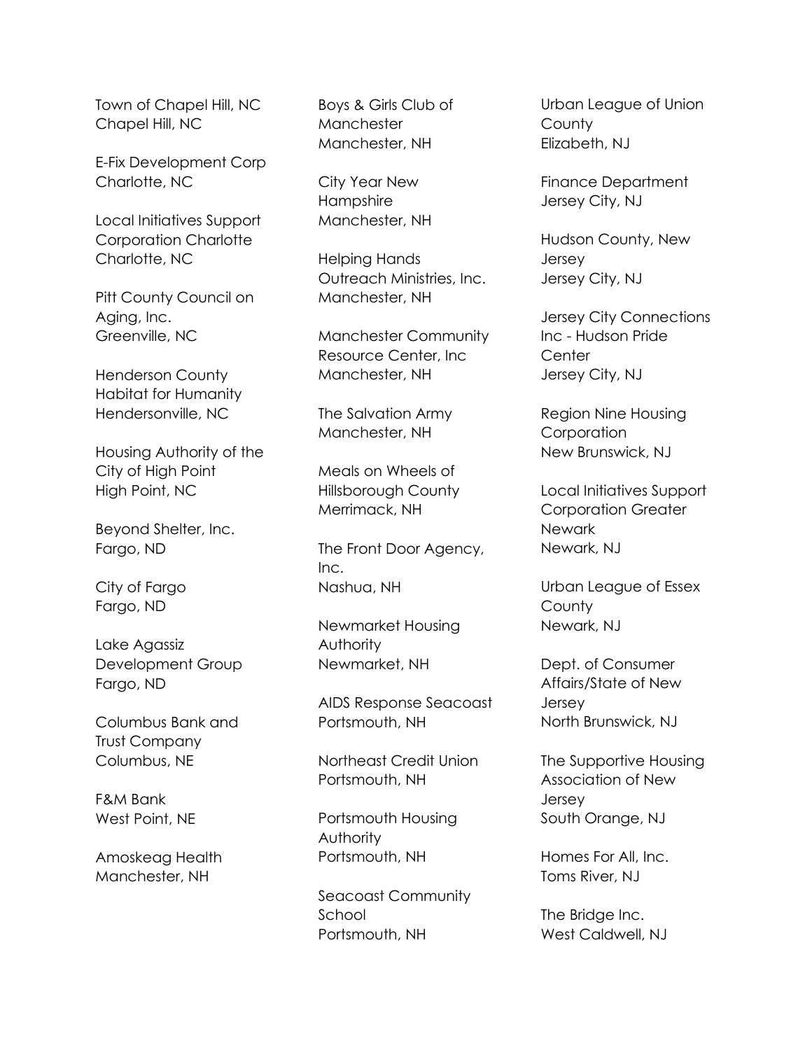Town of Chapel Hill, NC
Chapel Hill, NC

E-Fix Development Corp
Charlotte, NC

Local Initiatives Support Corporation Charlotte
Charlotte, NC

Pitt County Council on Aging, Inc.
Greenville, NC

Henderson County Habitat for Humanity
Hendersonville, NC

Housing Authority of the City of High Point
High Point, NC

Beyond Shelter, Inc.
Fargo, ND

City of Fargo
Fargo, ND

Lake Agassiz Development Group
Fargo, ND

Columbus Bank and Trust Company
Columbus, NE

F&M Bank
West Point, NE

Amoskeag Health
Manchester, NH

Boys & Girls Club of Manchester
Manchester, NH

City Year New Hampshire
Manchester, NH

Helping Hands Outreach Ministries, Inc.
Manchester, NH

Manchester Community Resource Center, Inc
Manchester, NH

The Salvation Army
Manchester, NH

Meals on Wheels of Hillsborough County
Merrimack, NH

The Front Door Agency, Inc.
Nashua, NH

Newmarket Housing Authority
Newmarket, NH

AIDS Response Seacoast
Portsmouth, NH

Northeast Credit Union
Portsmouth, NH

Portsmouth Housing Authority
Portsmouth, NH

Seacoast Community School
Portsmouth, NH

Urban League of Union County
Elizabeth, NJ

Finance Department
Jersey City, NJ

Hudson County, New Jersey
Jersey City, NJ

Jersey City Connections Inc - Hudson Pride Center
Jersey City, NJ

Region Nine Housing Corporation
New Brunswick, NJ

Local Initiatives Support Corporation Greater Newark
Newark, NJ

Urban League of Essex County
Newark, NJ

Dept. of Consumer Affairs/State of New Jersey
North Brunswick, NJ

The Supportive Housing Association of New Jersey
South Orange, NJ

Homes For All, Inc.
Toms River, NJ

The Bridge Inc.
West Caldwell, NJ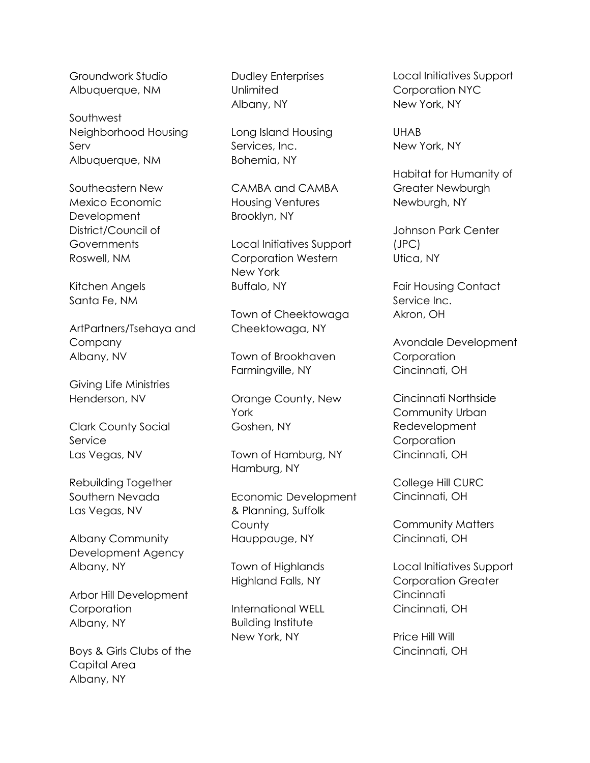Groundwork Studio
Albuquerque, NM

Southwest Neighborhood Housing Serv
Albuquerque, NM

Southeastern New Mexico Economic Development District/Council of Governments
Roswell, NM

Kitchen Angels
Santa Fe, NM

ArtPartners/Tsehaya and Company
Albany, NV

Giving Life Ministries
Henderson, NV

Clark County Social Service
Las Vegas, NV

Rebuilding Together Southern Nevada
Las Vegas, NV

Albany Community Development Agency
Albany, NY

Arbor Hill Development Corporation
Albany, NY

Boys & Girls Clubs of the Capital Area
Albany, NY

Dudley Enterprises Unlimited
Albany, NY

Long Island Housing Services, Inc.
Bohemia, NY

CAMBA and CAMBA Housing Ventures
Brooklyn, NY

Local Initiatives Support Corporation Western New York
Buffalo, NY

Town of Cheektowaga
Cheektowaga, NY

Town of Brookhaven
Farmingville, NY

Orange County, New York
Goshen, NY

Town of Hamburg, NY
Hamburg, NY

Economic Development & Planning, Suffolk County
Hauppauge, NY

Town of Highlands
Highland Falls, NY

International WELL Building Institute
New York, NY

Local Initiatives Support Corporation NYC
New York, NY

UHAB
New York, NY

Habitat for Humanity of Greater Newburgh
Newburgh, NY

Johnson Park Center (JPC)
Utica, NY

Fair Housing Contact Service Inc.
Akron, OH

Avondale Development Corporation
Cincinnati, OH

Cincinnati Northside Community Urban Redevelopment Corporation
Cincinnati, OH

College Hill CURC
Cincinnati, OH

Community Matters
Cincinnati, OH

Local Initiatives Support Corporation Greater Cincinnati
Cincinnati, OH

Price Hill Will
Cincinnati, OH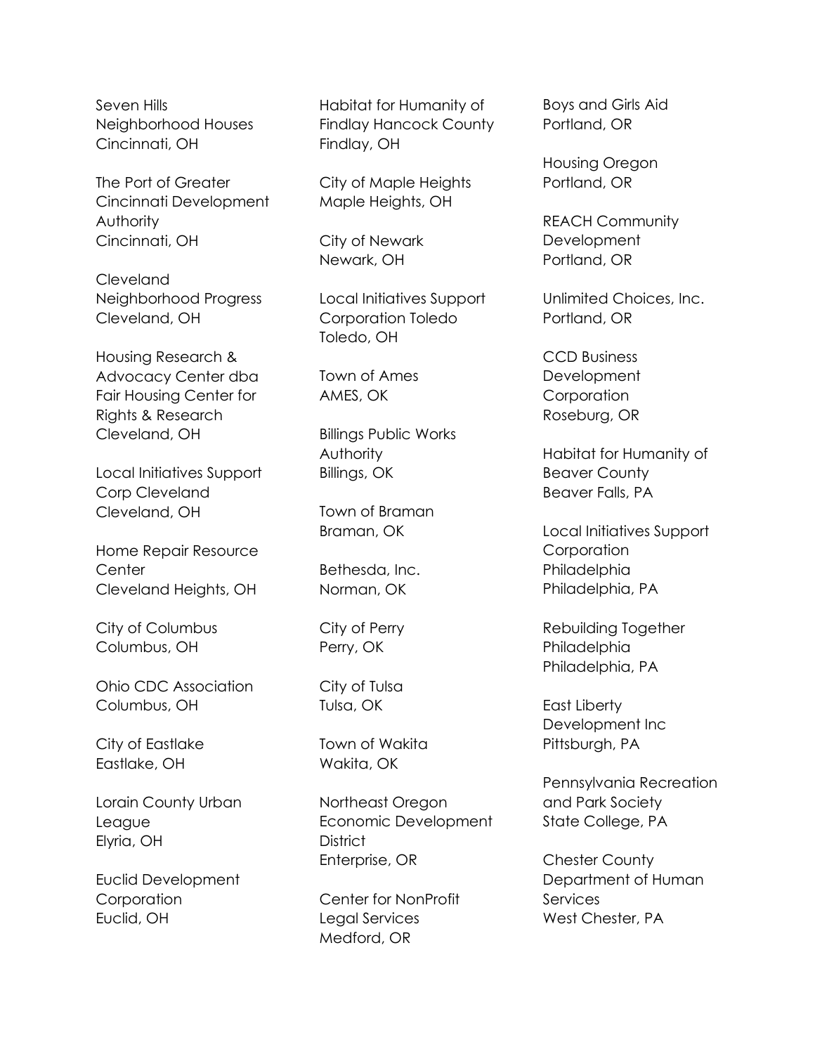Seven Hills
Neighborhood Houses
Cincinnati, OH

The Port of Greater
Cincinnati Development
Authority
Cincinnati, OH

Cleveland
Neighborhood Progress
Cleveland, OH

Housing Research &
Advocacy Center dba
Fair Housing Center for
Rights & Research
Cleveland, OH

Local Initiatives Support
Corp Cleveland
Cleveland, OH

Home Repair Resource
Center
Cleveland Heights, OH

City of Columbus
Columbus, OH

Ohio CDC Association
Columbus, OH

City of Eastlake
Eastlake, OH

Lorain County Urban
League
Elyria, OH

Euclid Development
Corporation
Euclid, OH

Habitat for Humanity of
Findlay Hancock County
Findlay, OH

City of Maple Heights
Maple Heights, OH

City of Newark
Newark, OH

Local Initiatives Support
Corporation Toledo
Toledo, OH

Town of Ames
AMES, OK

Billings Public Works
Authority
Billings, OK

Town of Braman
Braman, OK

Bethesda, Inc.
Norman, OK

City of Perry
Perry, OK

City of Tulsa
Tulsa, OK

Town of Wakita
Wakita, OK

Northeast Oregon
Economic Development
District
Enterprise, OR

Center for NonProfit
Legal Services
Medford, OR

Boys and Girls Aid
Portland, OR

Housing Oregon
Portland, OR

REACH Community
Development
Portland, OR

Unlimited Choices, Inc.
Portland, OR

CCD Business
Development
Corporation
Roseburg, OR

Habitat for Humanity of
Beaver County
Beaver Falls, PA

Local Initiatives Support
Corporation
Philadelphia
Philadelphia, PA

Rebuilding Together
Philadelphia
Philadelphia, PA

East Liberty
Development Inc
Pittsburgh, PA

Pennsylvania Recreation
and Park Society
State College, PA

Chester County
Department of Human
Services
West Chester, PA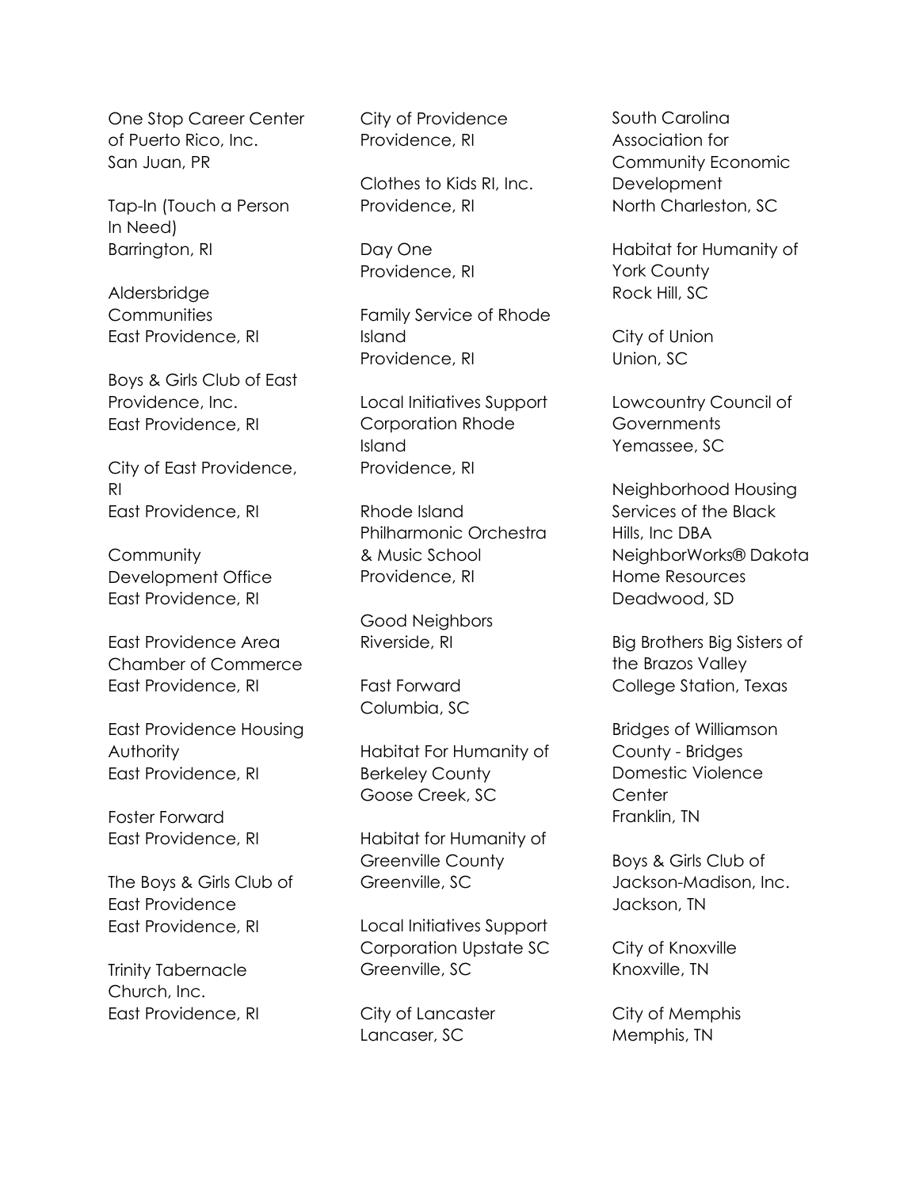One Stop Career Center of Puerto Rico, Inc.
San Juan, PR

Tap-In (Touch a Person In Need)
Barrington, RI

Aldersbridge Communities
East Providence, RI

Boys & Girls Club of East Providence, Inc.
East Providence, RI

City of East Providence, RI
East Providence, RI

Community Development Office
East Providence, RI

East Providence Area Chamber of Commerce
East Providence, RI

East Providence Housing Authority
East Providence, RI

Foster Forward
East Providence, RI

The Boys & Girls Club of East Providence
East Providence, RI

Trinity Tabernacle Church, Inc.
East Providence, RI

City of Providence
Providence, RI

Clothes to Kids RI, Inc.
Providence, RI

Day One
Providence, RI

Family Service of Rhode Island
Providence, RI

Local Initiatives Support Corporation Rhode Island
Providence, RI

Rhode Island Philharmonic Orchestra & Music School
Providence, RI

Good Neighbors
Riverside, RI

Fast Forward
Columbia, SC

Habitat For Humanity of Berkeley County
Goose Creek, SC

Habitat for Humanity of Greenville County
Greenville, SC

Local Initiatives Support Corporation Upstate SC
Greenville, SC

City of Lancaster
Lancaser, SC

South Carolina Association for Community Economic Development
North Charleston, SC

Habitat for Humanity of York County
Rock Hill, SC

City of Union
Union, SC

Lowcountry Council of Governments
Yemassee, SC

Neighborhood Housing Services of the Black Hills, Inc DBA NeighborWorks® Dakota Home Resources
Deadwood, SD

Big Brothers Big Sisters of the Brazos Valley
College Station, Texas

Bridges of Williamson County - Bridges Domestic Violence Center
Franklin, TN

Boys & Girls Club of Jackson-Madison, Inc.
Jackson, TN

City of Knoxville
Knoxville, TN

City of Memphis
Memphis, TN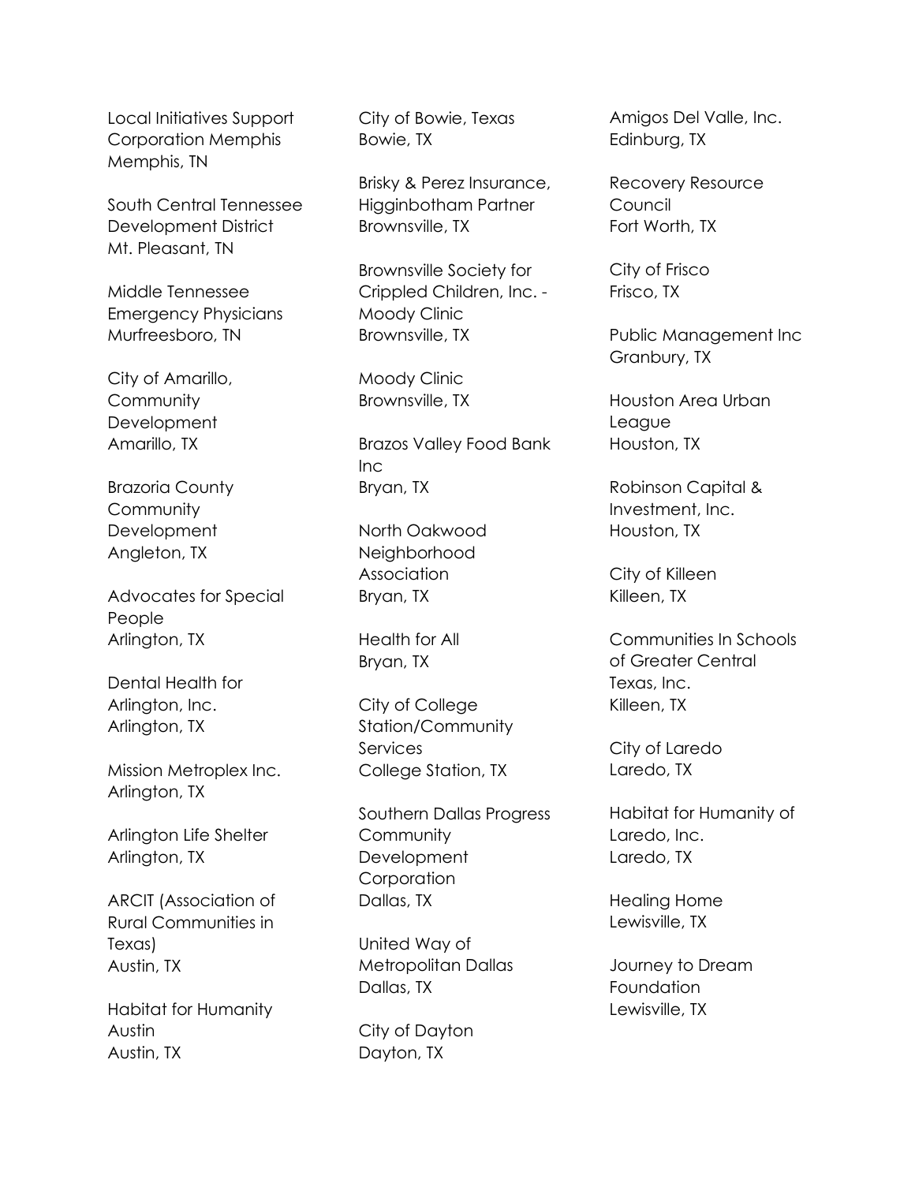Local Initiatives Support Corporation Memphis
Memphis, TN

South Central Tennessee Development District
Mt. Pleasant, TN

Middle Tennessee Emergency Physicians
Murfreesboro, TN

City of Amarillo, Community Development
Amarillo, TX

Brazoria County Community Development
Angleton, TX

Advocates for Special People
Arlington, TX

Dental Health for Arlington, Inc.
Arlington, TX

Mission Metroplex Inc.
Arlington, TX

Arlington Life Shelter
Arlington, TX

ARCIT (Association of Rural Communities in Texas)
Austin, TX

Habitat for Humanity Austin
Austin, TX

City of Bowie, Texas
Bowie, TX

Brisky & Perez Insurance, Higginbotham Partner
Brownsville, TX

Brownsville Society for Crippled Children, Inc. - Moody Clinic
Brownsville, TX

Moody Clinic
Brownsville, TX

Brazos Valley Food Bank Inc
Bryan, TX

North Oakwood Neighborhood Association
Bryan, TX

Health for All
Bryan, TX

City of College Station/Community Services
College Station, TX

Southern Dallas Progress Community Development Corporation
Dallas, TX

United Way of Metropolitan Dallas
Dallas, TX

City of Dayton
Dayton, TX

Amigos Del Valle, Inc.
Edinburg, TX

Recovery Resource Council
Fort Worth, TX

City of Frisco
Frisco, TX

Public Management Inc
Granbury, TX

Houston Area Urban League
Houston, TX

Robinson Capital & Investment, Inc.
Houston, TX

City of Killeen
Killeen, TX

Communities In Schools of Greater Central Texas, Inc.
Killeen, TX

City of Laredo
Laredo, TX

Habitat for Humanity of Laredo, Inc.
Laredo, TX

Healing Home
Lewisville, TX

Journey to Dream Foundation
Lewisville, TX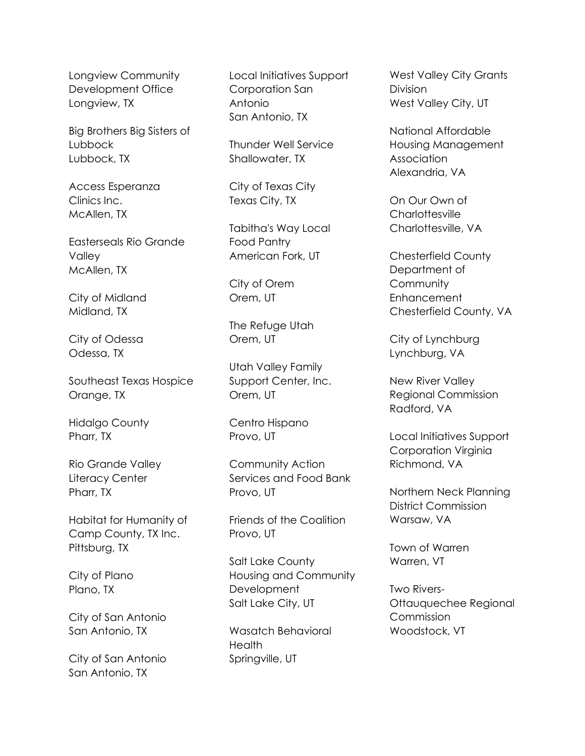Longview Community Development Office
Longview, TX

Big Brothers Big Sisters of Lubbock
Lubbock, TX

Access Esperanza Clinics Inc.
McAllen, TX

Easterseals Rio Grande Valley
McAllen, TX

City of Midland
Midland, TX

City of Odessa
Odessa, TX

Southeast Texas Hospice
Orange, TX

Hidalgo County
Pharr, TX

Rio Grande Valley Literacy Center
Pharr, TX

Habitat for Humanity of Camp County, TX Inc.
Pittsburg, TX

City of Plano
Plano, TX

City of San Antonio
San Antonio, TX

City of San Antonio
San Antonio, TX

Local Initiatives Support Corporation San Antonio
San Antonio, TX

Thunder Well Service
Shallowater, TX

City of Texas City
Texas City, TX

Tabitha's Way Local Food Pantry
American Fork, UT

City of Orem
Orem, UT

The Refuge Utah
Orem, UT

Utah Valley Family Support Center, Inc.
Orem, UT

Centro Hispano
Provo, UT

Community Action Services and Food Bank
Provo, UT

Friends of the Coalition
Provo, UT

Salt Lake County Housing and Community Development
Salt Lake City, UT

Wasatch Behavioral Health
Springville, UT

West Valley City Grants Division
West Valley City, UT

National Affordable Housing Management Association
Alexandria, VA

On Our Own of Charlottesville
Charlottesville, VA

Chesterfield County Department of Community Enhancement
Chesterfield County, VA

City of Lynchburg
Lynchburg, VA

New River Valley Regional Commission
Radford, VA

Local Initiatives Support Corporation Virginia
Richmond, VA

Northern Neck Planning District Commission
Warsaw, VA

Town of Warren
Warren, VT

Two Rivers-Ottauquechee Regional Commission
Woodstock, VT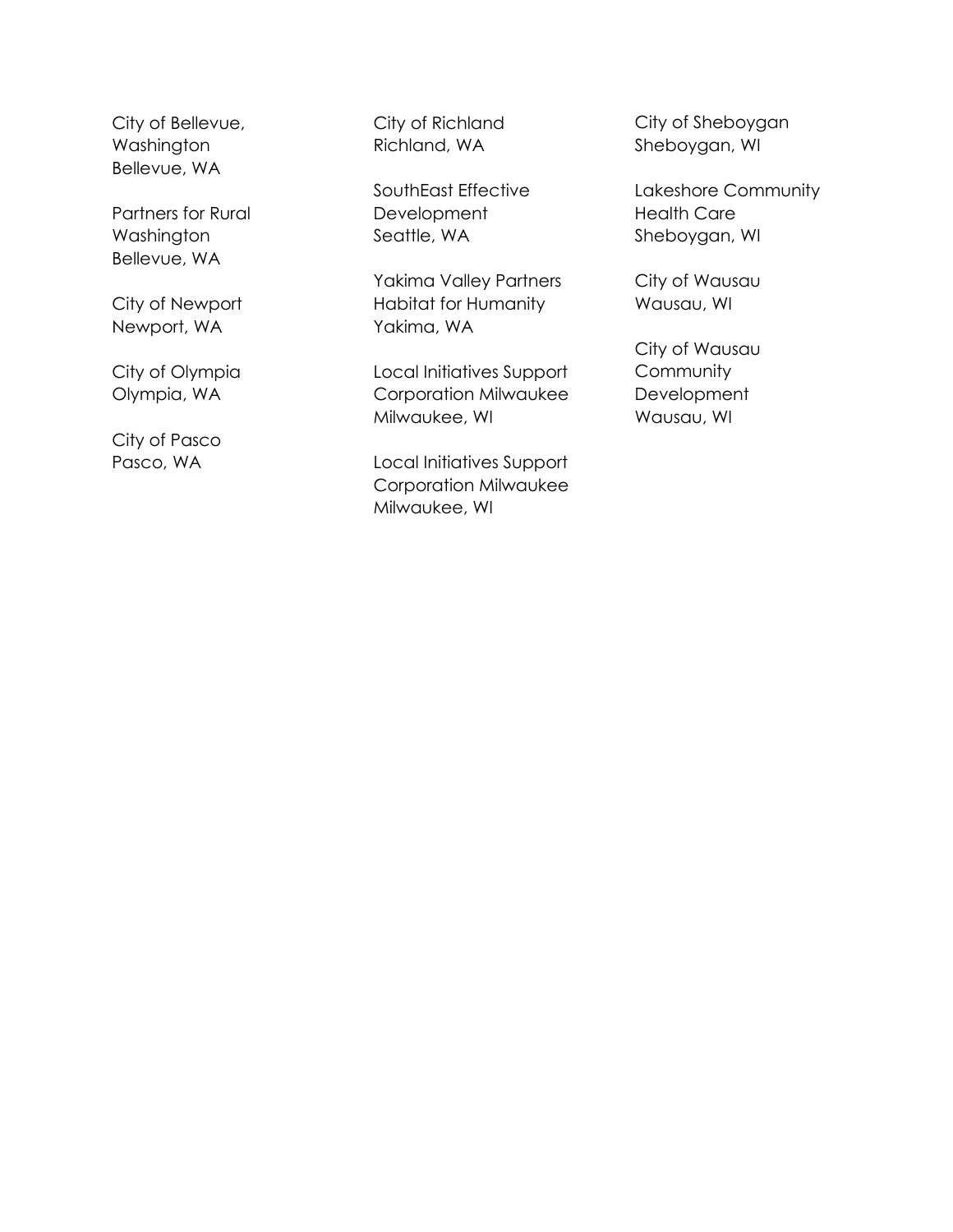City of Bellevue, Washington
Bellevue, WA

Partners for Rural Washington
Bellevue, WA

City of Newport
Newport, WA

City of Olympia
Olympia, WA

City of Pasco
Pasco, WA

City of Richland
Richland, WA

SouthEast Effective Development
Seattle, WA

Yakima Valley Partners Habitat for Humanity
Yakima, WA

Local Initiatives Support Corporation Milwaukee
Milwaukee, WI

Local Initiatives Support Corporation Milwaukee
Milwaukee, WI

City of Sheboygan
Sheboygan, WI

Lakeshore Community Health Care
Sheboygan, WI

City of Wausau
Wausau, WI

City of Wausau Community Development
Wausau, WI